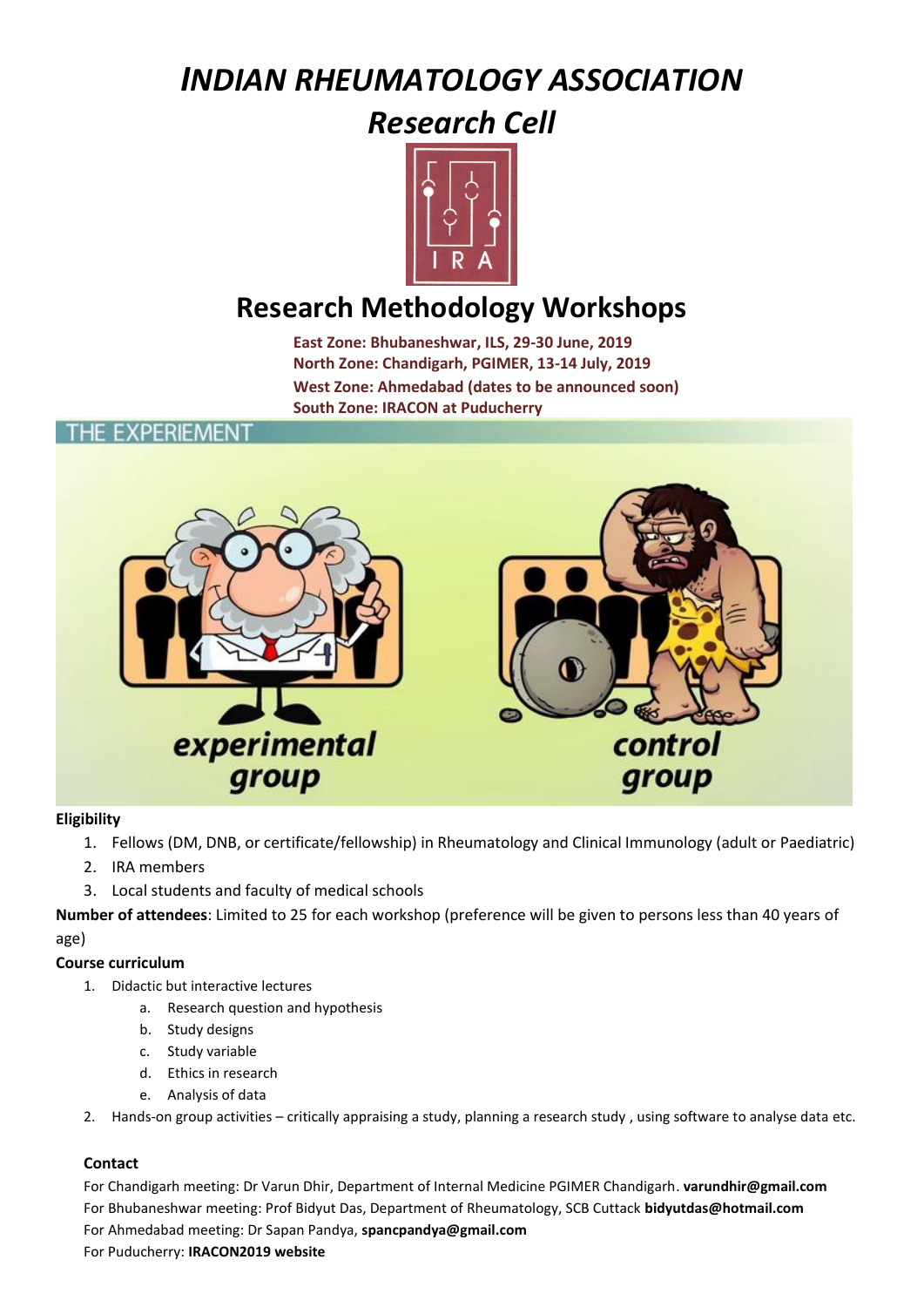# *INDIAN RHEUMATOLOGY ASSOCIATION*

## *Research Cell*

## Research Methodology Workshops

**East Zone: Bhubaneshwar, ILS, 29-30 June, 2019**
**North Zone: Chandigarh, PGIMER, 13-14 July, 2019**
**West Zone: Ahmedabad (dates to be announced soon)**
**South Zone: IRACON at Puducherry**

**Eligibility**

1. Fellows (DM, DNB, or certificate/fellowship) in Rheumatology and Clinical Immunology (adult or Paediatric)
2. IRA members
3. Local students and faculty of medical schools

**Number of attendees**: Limited to 25 for each workshop (preference will be given to persons less than 40 years of age)

**Course curriculum**

1. Didactic but interactive lectures
   a. Research question and hypothesis
   b. Study designs
   c. Study variable
   d. Ethics in research
   e. Analysis of data
2. Hands-on group activities – critically appraising a study, planning a research study , using software to analyse data etc.

**Contact**

For Chandigarh meeting: Dr Varun Dhir, Department of Internal Medicine PGIMER Chandigarh. **varundhir@gmail.com**
For Bhubaneshwar meeting: Prof Bidyut Das, Department of Rheumatology, SCB Cuttack **bidyutdas@hotmail.com**
For Ahmedabad meeting: Dr Sapan Pandya, **spancpandya@gmail.com**
For Puducherry: **IRACON2019 website**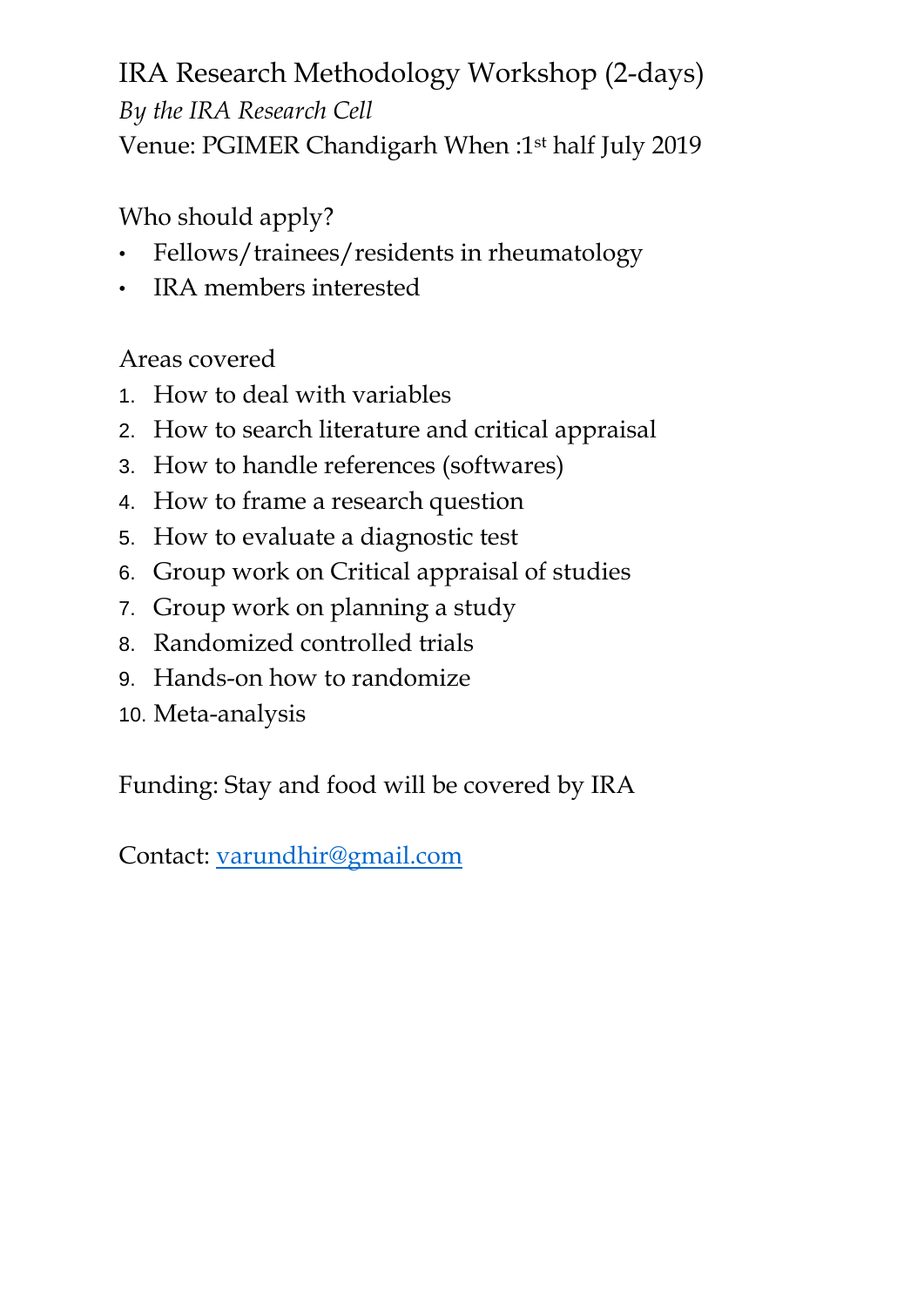# IRA Research Methodology Workshop (2-days)

*By the IRA Research Cell*

Venue: PGIMER Chandigarh When :1st half July 2019

Who should apply?

- Fellows/trainees/residents in rheumatology
- IRA members interested

Areas covered

1. How to deal with variables
2. How to search literature and critical appraisal
3. How to handle references (softwares)
4. How to frame a research question
5. How to evaluate a diagnostic test
6. Group work on Critical appraisal of studies
7. Group work on planning a study
8. Randomized controlled trials
9. Hands-on how to randomize
10. Meta-analysis

Funding: Stay and food will be covered by IRA

Contact: varundhir@gmail.com